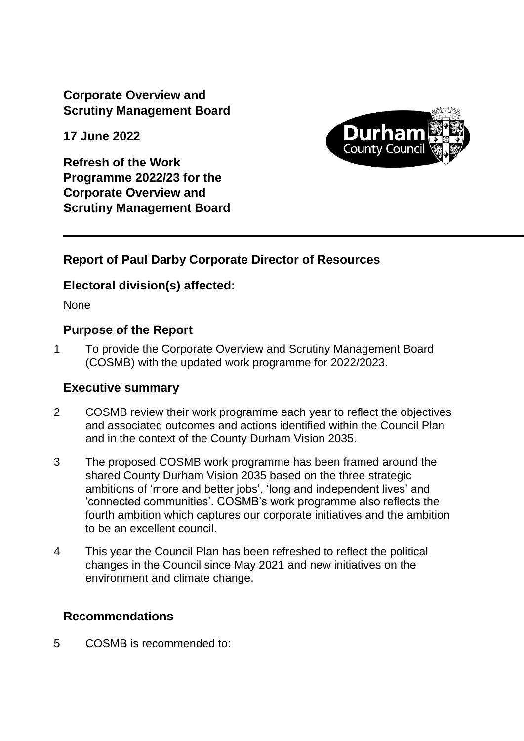**Corporate Overview and Scrutiny Management Board**

**17 June 2022**

**Refresh of the Work Programme 2022/23 for the Corporate Overview and Scrutiny Management Board**

---

## Report of Paul Darby Corporate Director of Resources

## Electoral division(s) affected:

None

## Purpose of the Report

1 To provide the Corporate Overview and Scrutiny Management Board (COSMB) with the updated work programme for 2022/2023.

## Executive summary

2 COSMB review their work programme each year to reflect the objectives and associated outcomes and actions identified within the Council Plan and in the context of the County Durham Vision 2035.

3 The proposed COSMB work programme has been framed around the shared County Durham Vision 2035 based on the three strategic ambitions of 'more and better jobs', 'long and independent lives' and 'connected communities'. COSMB's work programme also reflects the fourth ambition which captures our corporate initiatives and the ambition to be an excellent council.

4 This year the Council Plan has been refreshed to reflect the political changes in the Council since May 2021 and new initiatives on the environment and climate change.

## Recommendations

5 COSMB is recommended to: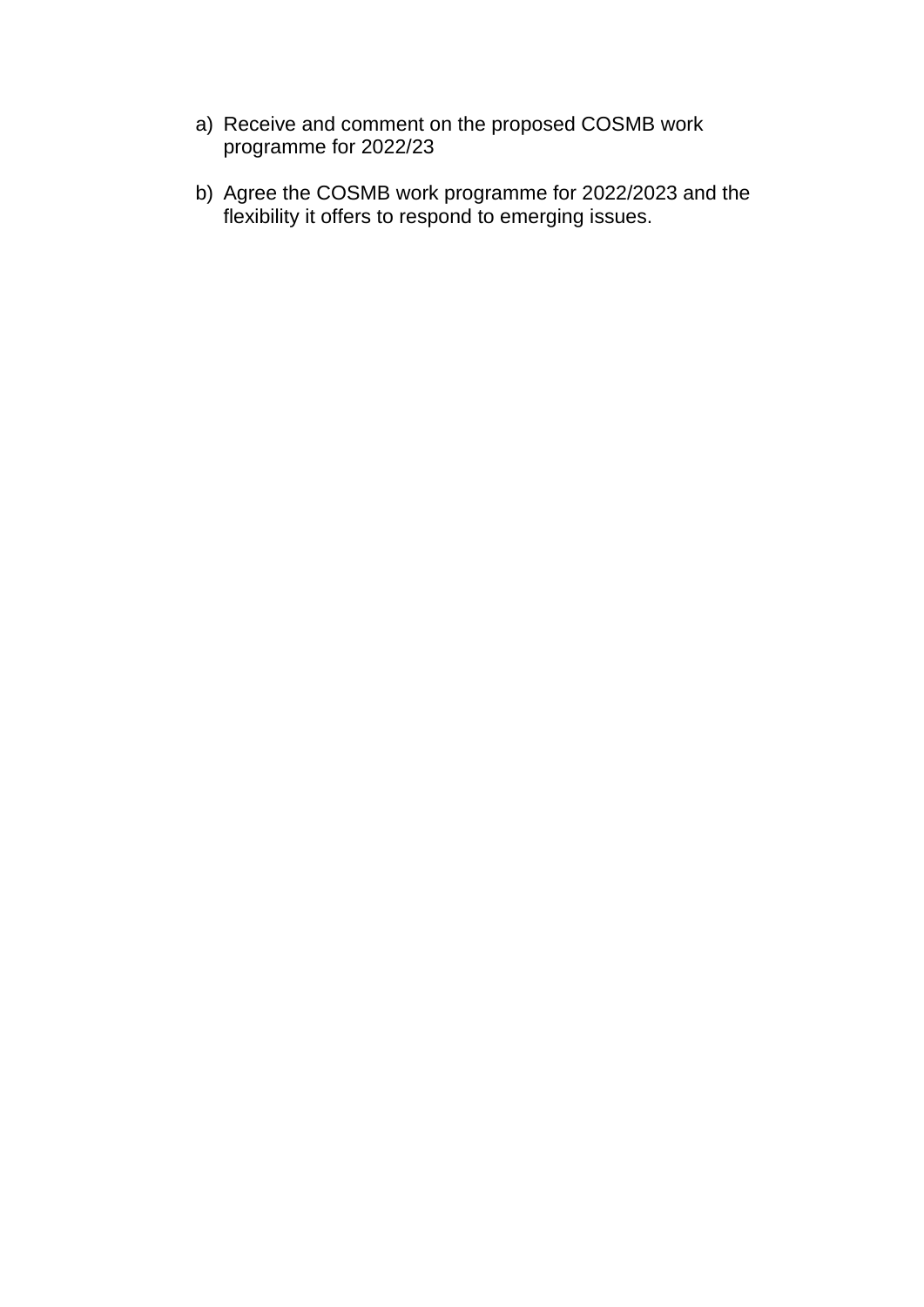a) Receive and comment on the proposed COSMB work programme for 2022/23

b) Agree the COSMB work programme for 2022/2023 and the flexibility it offers to respond to emerging issues.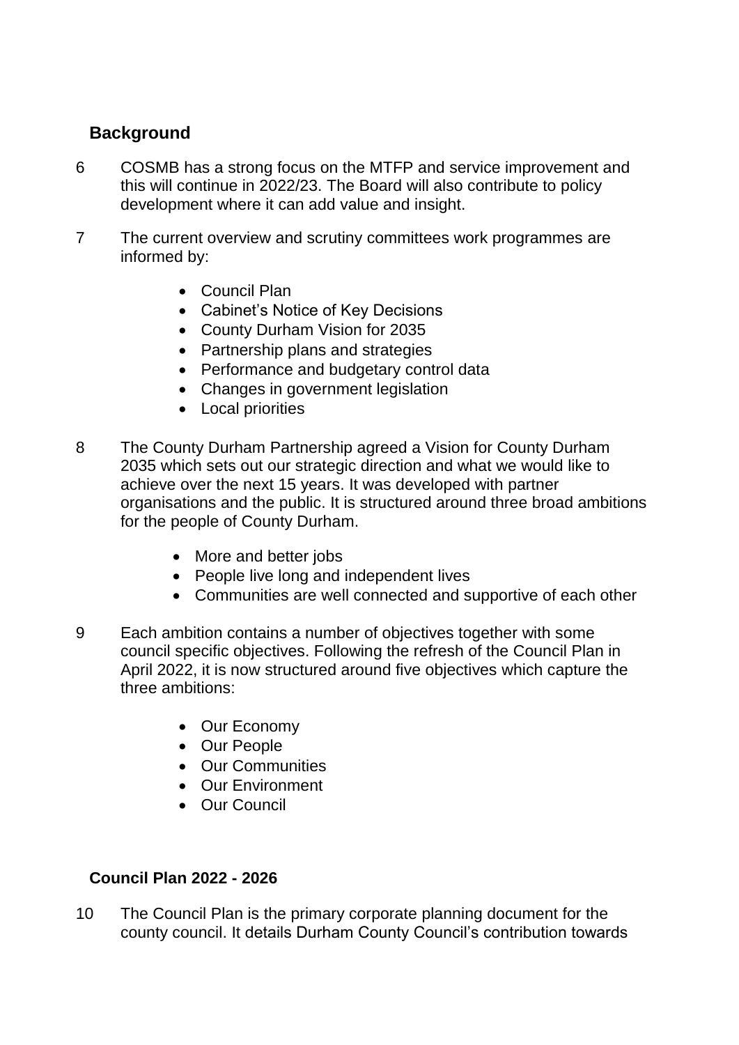## Background

6 COSMB has a strong focus on the MTFP and service improvement and this will continue in 2022/23. The Board will also contribute to policy development where it can add value and insight.

7 The current overview and scrutiny committees work programmes are informed by:

- Council Plan
- Cabinet's Notice of Key Decisions
- County Durham Vision for 2035
- Partnership plans and strategies
- Performance and budgetary control data
- Changes in government legislation
- Local priorities

8 The County Durham Partnership agreed a Vision for County Durham 2035 which sets out our strategic direction and what we would like to achieve over the next 15 years. It was developed with partner organisations and the public. It is structured around three broad ambitions for the people of County Durham.

- More and better jobs
- People live long and independent lives
- Communities are well connected and supportive of each other

9 Each ambition contains a number of objectives together with some council specific objectives. Following the refresh of the Council Plan in April 2022, it is now structured around five objectives which capture the three ambitions:

- Our Economy
- Our People
- Our Communities
- Our Environment
- Our Council

## Council Plan 2022 - 2026

10 The Council Plan is the primary corporate planning document for the county council. It details Durham County Council's contribution towards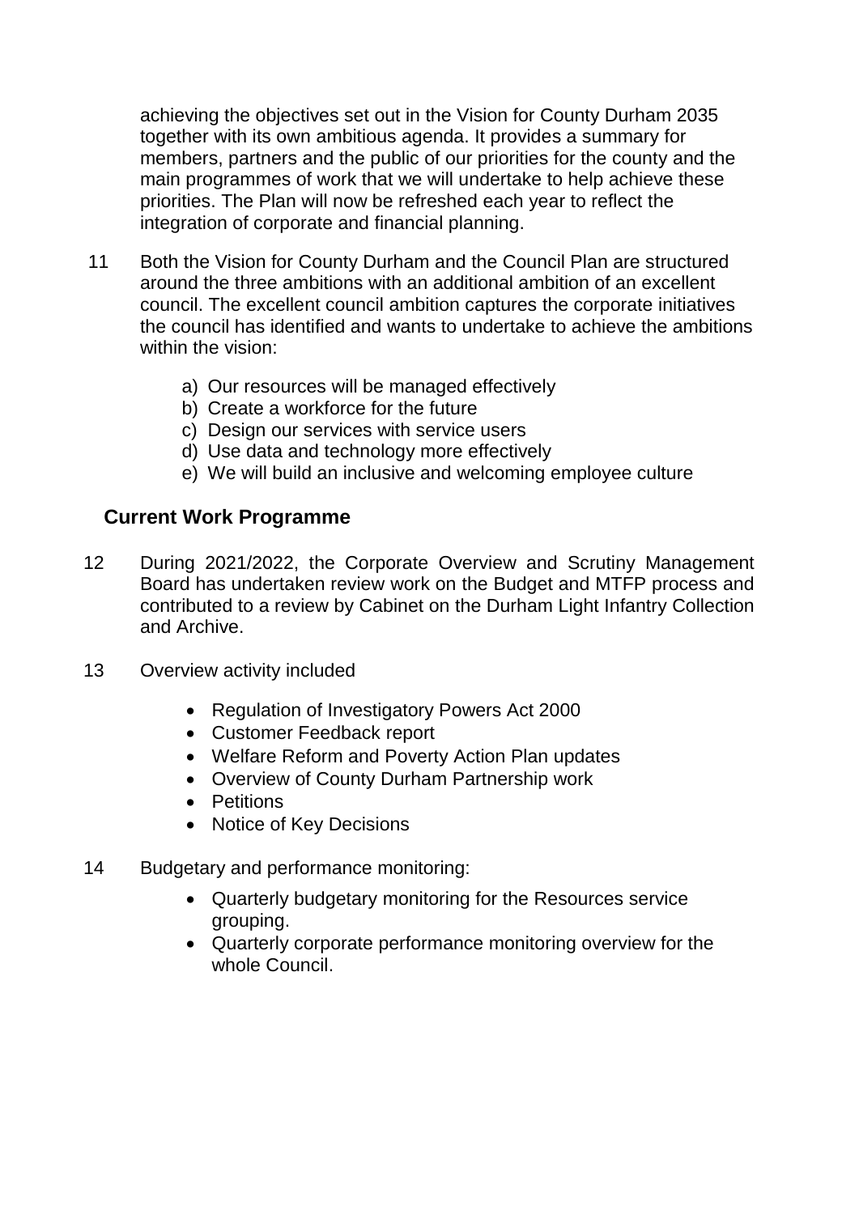achieving the objectives set out in the Vision for County Durham 2035 together with its own ambitious agenda. It provides a summary for members, partners and the public of our priorities for the county and the main programmes of work that we will undertake to help achieve these priorities. The Plan will now be refreshed each year to reflect the integration of corporate and financial planning.

11 Both the Vision for County Durham and the Council Plan are structured around the three ambitions with an additional ambition of an excellent council. The excellent council ambition captures the corporate initiatives the council has identified and wants to undertake to achieve the ambitions within the vision:

a) Our resources will be managed effectively
b) Create a workforce for the future
c) Design our services with service users
d) Use data and technology more effectively
e) We will build an inclusive and welcoming employee culture

## Current Work Programme

12 During 2021/2022, the Corporate Overview and Scrutiny Management Board has undertaken review work on the Budget and MTFP process and contributed to a review by Cabinet on the Durham Light Infantry Collection and Archive.

13 Overview activity included

- Regulation of Investigatory Powers Act 2000
- Customer Feedback report
- Welfare Reform and Poverty Action Plan updates
- Overview of County Durham Partnership work
- Petitions
- Notice of Key Decisions

14 Budgetary and performance monitoring:

- Quarterly budgetary monitoring for the Resources service grouping.
- Quarterly corporate performance monitoring overview for the whole Council.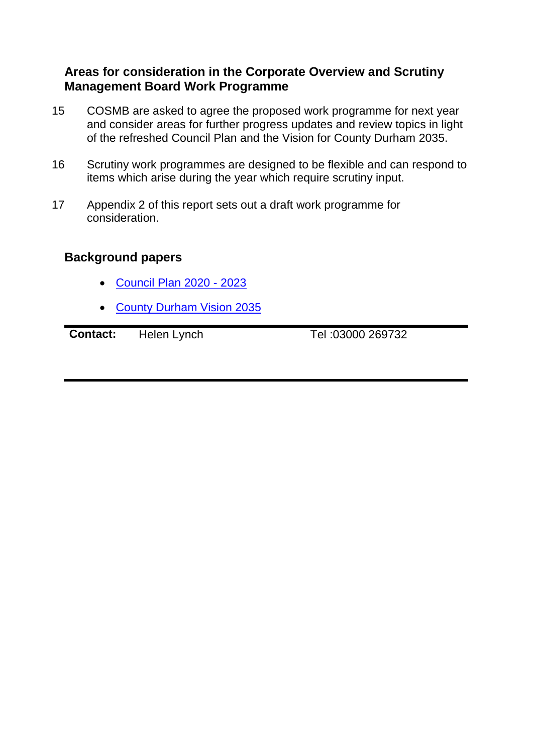## Areas for consideration in the Corporate Overview and Scrutiny Management Board Work Programme

15 COSMB are asked to agree the proposed work programme for next year and consider areas for further progress updates and review topics in light of the refreshed Council Plan and the Vision for County Durham 2035.

16 Scrutiny work programmes are designed to be flexible and can respond to items which arise during the year which require scrutiny input.

17 Appendix 2 of this report sets out a draft work programme for consideration.

## Background papers

- Council Plan 2020 - 2023
- County Durham Vision 2035

| **Contact:** | Helen Lynch | Tel :03000 269732 |
| --- | --- | --- |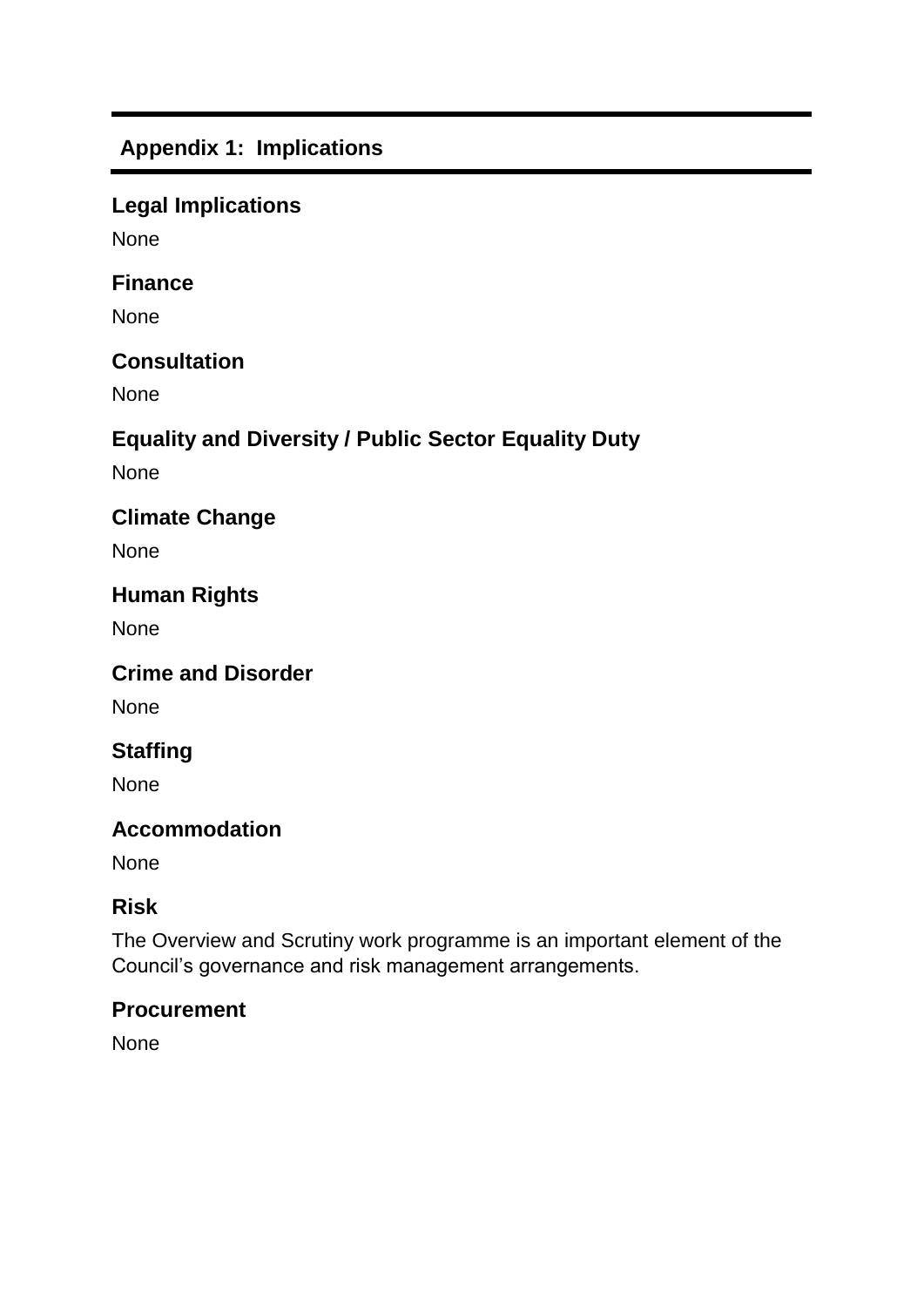## Appendix 1: Implications

### Legal Implications

None

### Finance

None

### Consultation

None

### Equality and Diversity / Public Sector Equality Duty

None

### Climate Change

None

### Human Rights

None

### Crime and Disorder

None

### Staffing

None

### Accommodation

None

### Risk

The Overview and Scrutiny work programme is an important element of the Council's governance and risk management arrangements.

### Procurement

None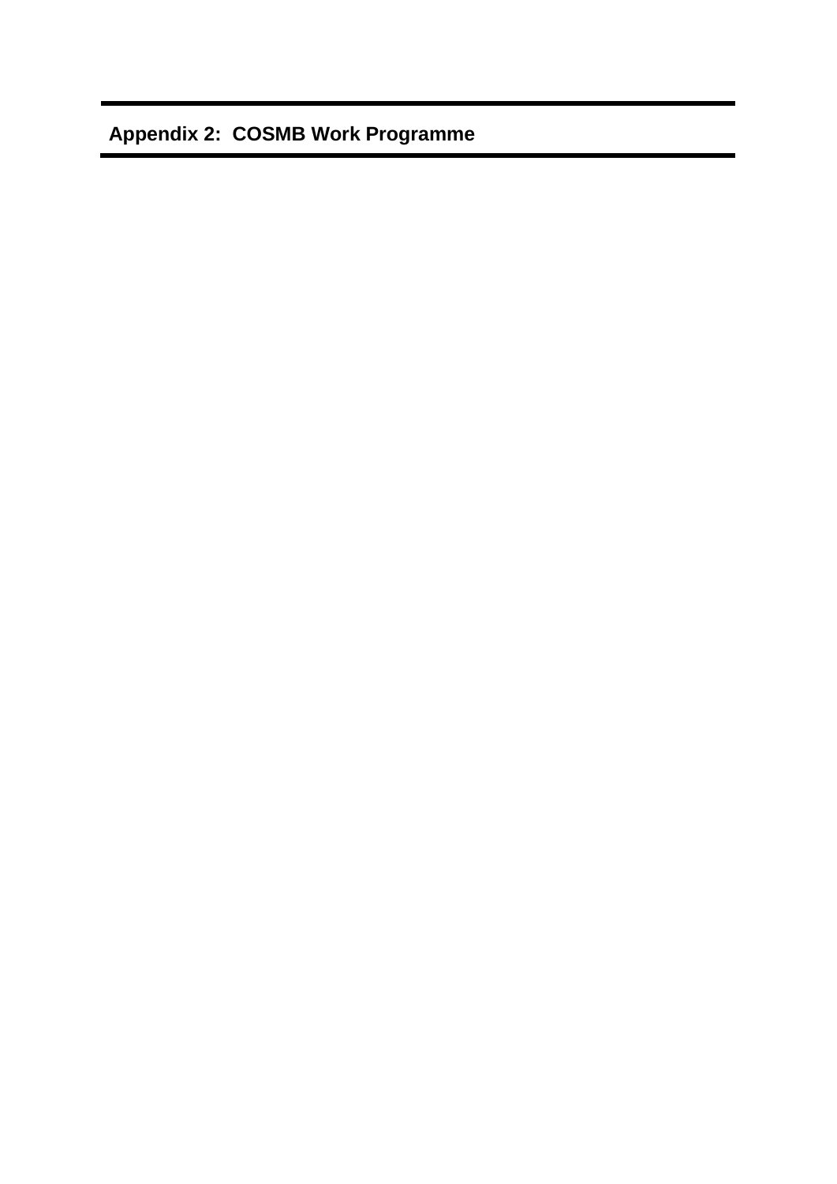## Appendix 2: COSMB Work Programme